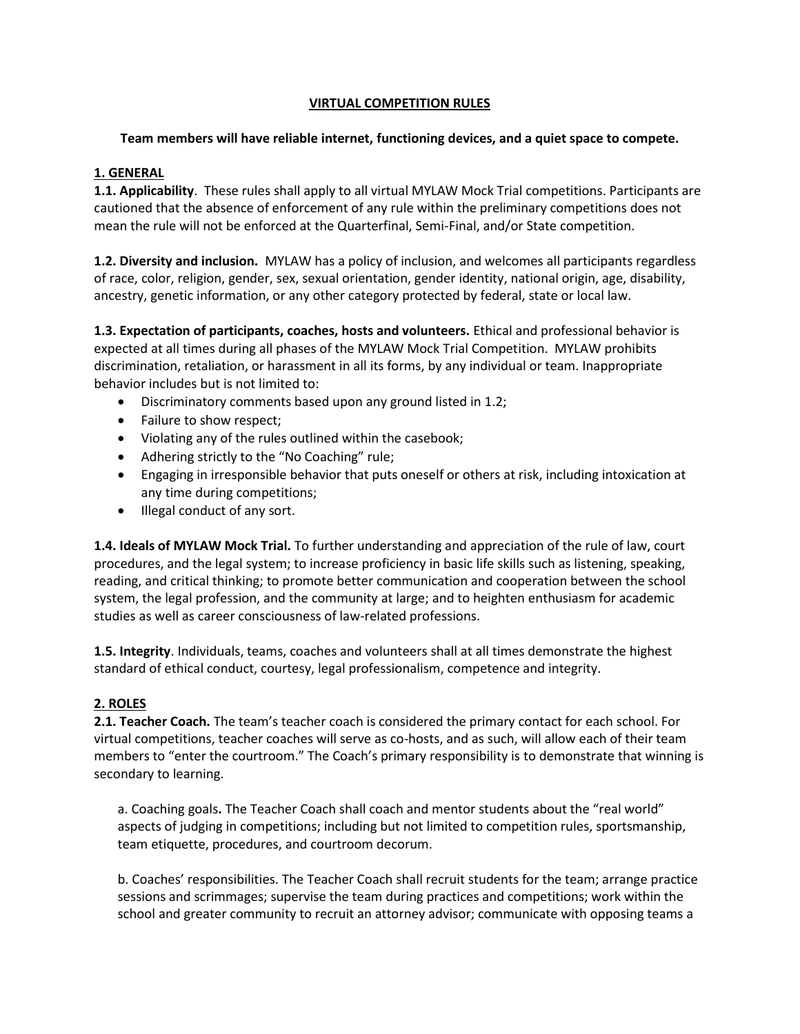# VIRTUAL COMPETITION RULES

**Team members will have reliable internet, functioning devices, and a quiet space to compete.**

## 1. GENERAL

**1.1. Applicability**. These rules shall apply to all virtual MYLAW Mock Trial competitions. Participants are cautioned that the absence of enforcement of any rule within the preliminary competitions does not mean the rule will not be enforced at the Quarterfinal, Semi-Final, and/or State competition.

**1.2. Diversity and inclusion.** MYLAW has a policy of inclusion, and welcomes all participants regardless of race, color, religion, gender, sex, sexual orientation, gender identity, national origin, age, disability, ancestry, genetic information, or any other category protected by federal, state or local law.

**1.3. Expectation of participants, coaches, hosts and volunteers.** Ethical and professional behavior is expected at all times during all phases of the MYLAW Mock Trial Competition. MYLAW prohibits discrimination, retaliation, or harassment in all its forms, by any individual or team. Inappropriate behavior includes but is not limited to:

- Discriminatory comments based upon any ground listed in 1.2;
- Failure to show respect;
- Violating any of the rules outlined within the casebook;
- Adhering strictly to the "No Coaching" rule;
- Engaging in irresponsible behavior that puts oneself or others at risk, including intoxication at any time during competitions;
- Illegal conduct of any sort.

**1.4. Ideals of MYLAW Mock Trial.** To further understanding and appreciation of the rule of law, court procedures, and the legal system; to increase proficiency in basic life skills such as listening, speaking, reading, and critical thinking; to promote better communication and cooperation between the school system, the legal profession, and the community at large; and to heighten enthusiasm for academic studies as well as career consciousness of law-related professions.

**1.5. Integrity**. Individuals, teams, coaches and volunteers shall at all times demonstrate the highest standard of ethical conduct, courtesy, legal professionalism, competence and integrity.

## 2. ROLES

**2.1. Teacher Coach.** The team's teacher coach is considered the primary contact for each school. For virtual competitions, teacher coaches will serve as co-hosts, and as such, will allow each of their team members to "enter the courtroom." The Coach's primary responsibility is to demonstrate that winning is secondary to learning.

a. Coaching goals**.** The Teacher Coach shall coach and mentor students about the "real world" aspects of judging in competitions; including but not limited to competition rules, sportsmanship, team etiquette, procedures, and courtroom decorum.

b. Coaches' responsibilities. The Teacher Coach shall recruit students for the team; arrange practice sessions and scrimmages; supervise the team during practices and competitions; work within the school and greater community to recruit an attorney advisor; communicate with opposing teams a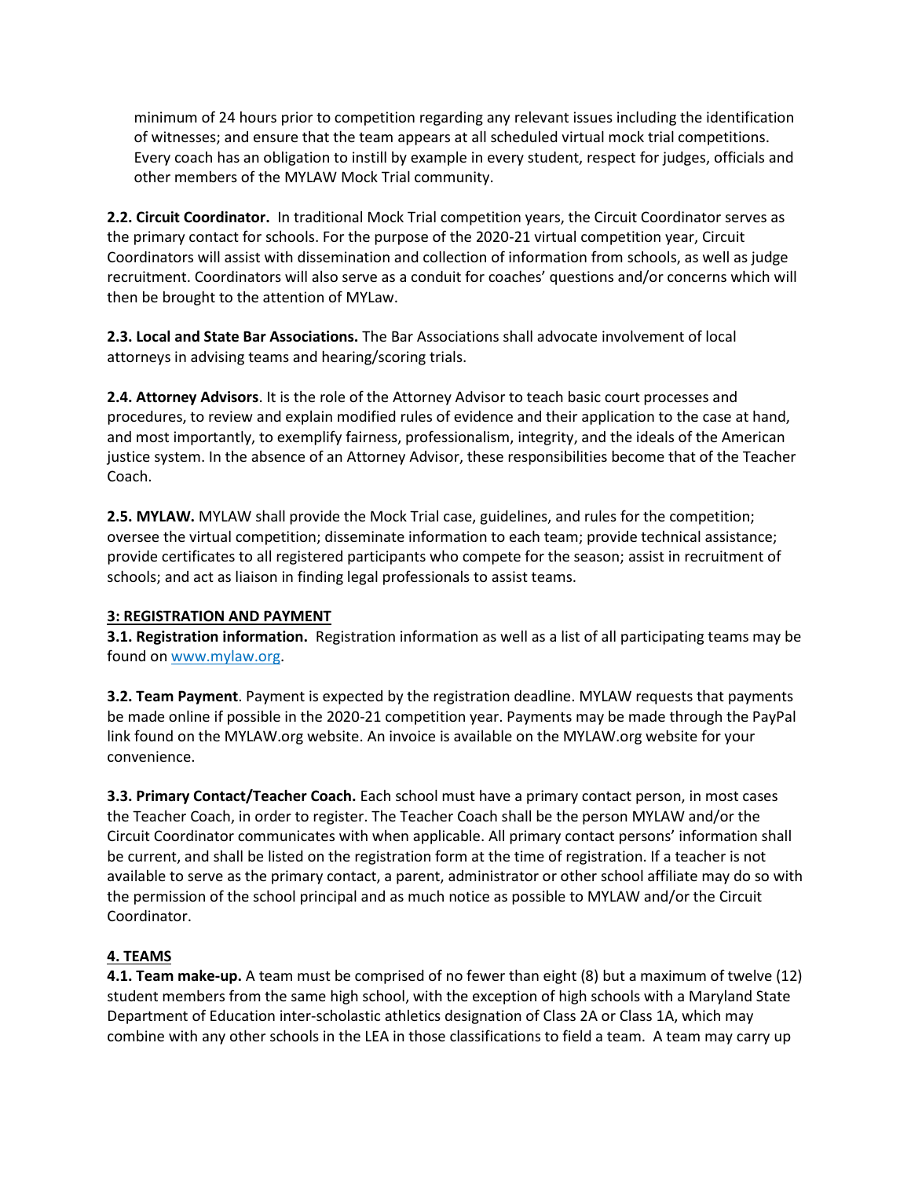minimum of 24 hours prior to competition regarding any relevant issues including the identification of witnesses; and ensure that the team appears at all scheduled virtual mock trial competitions. Every coach has an obligation to instill by example in every student, respect for judges, officials and other members of the MYLAW Mock Trial community.

**2.2. Circuit Coordinator.** In traditional Mock Trial competition years, the Circuit Coordinator serves as the primary contact for schools. For the purpose of the 2020-21 virtual competition year, Circuit Coordinators will assist with dissemination and collection of information from schools, as well as judge recruitment. Coordinators will also serve as a conduit for coaches' questions and/or concerns which will then be brought to the attention of MYLaw.

**2.3. Local and State Bar Associations.** The Bar Associations shall advocate involvement of local attorneys in advising teams and hearing/scoring trials.

**2.4. Attorney Advisors**. It is the role of the Attorney Advisor to teach basic court processes and procedures, to review and explain modified rules of evidence and their application to the case at hand, and most importantly, to exemplify fairness, professionalism, integrity, and the ideals of the American justice system. In the absence of an Attorney Advisor, these responsibilities become that of the Teacher Coach.

**2.5. MYLAW.** MYLAW shall provide the Mock Trial case, guidelines, and rules for the competition; oversee the virtual competition; disseminate information to each team; provide technical assistance; provide certificates to all registered participants who compete for the season; assist in recruitment of schools; and act as liaison in finding legal professionals to assist teams.

**3: REGISTRATION AND PAYMENT**

**3.1. Registration information.** Registration information as well as a list of all participating teams may be found on [www.mylaw.org](http://www.mylaw.org).

**3.2. Team Payment**. Payment is expected by the registration deadline. MYLAW requests that payments be made online if possible in the 2020-21 competition year. Payments may be made through the PayPal link found on the MYLAW.org website. An invoice is available on the MYLAW.org website for your convenience.

**3.3. Primary Contact/Teacher Coach.** Each school must have a primary contact person, in most cases the Teacher Coach, in order to register. The Teacher Coach shall be the person MYLAW and/or the Circuit Coordinator communicates with when applicable. All primary contact persons' information shall be current, and shall be listed on the registration form at the time of registration. If a teacher is not available to serve as the primary contact, a parent, administrator or other school affiliate may do so with the permission of the school principal and as much notice as possible to MYLAW and/or the Circuit Coordinator.

**4. TEAMS**

**4.1. Team make-up.** A team must be comprised of no fewer than eight (8) but a maximum of twelve (12) student members from the same high school, with the exception of high schools with a Maryland State Department of Education inter-scholastic athletics designation of Class 2A or Class 1A, which may combine with any other schools in the LEA in those classifications to field a team. A team may carry up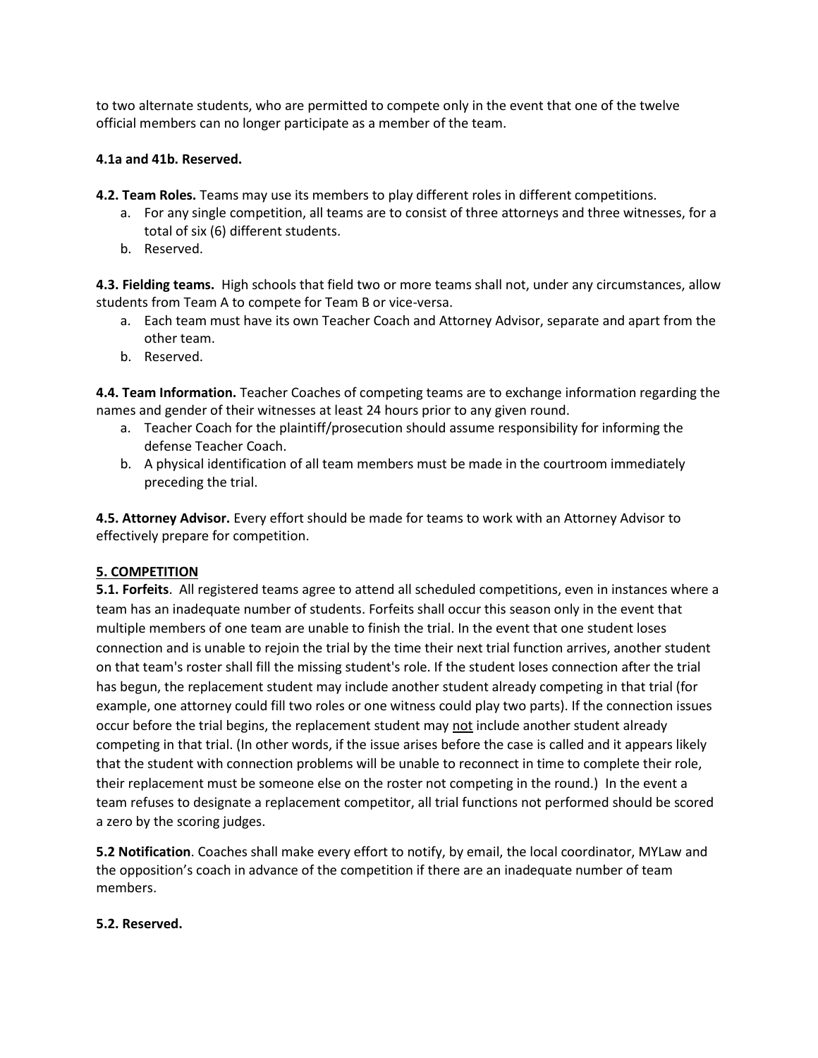to two alternate students, who are permitted to compete only in the event that one of the twelve official members can no longer participate as a member of the team.

**4.1a and 41b. Reserved.**

**4.2. Team Roles.** Teams may use its members to play different roles in different competitions.

a. For any single competition, all teams are to consist of three attorneys and three witnesses, for a total of six (6) different students.
b. Reserved.

**4.3. Fielding teams.** High schools that field two or more teams shall not, under any circumstances, allow students from Team A to compete for Team B or vice-versa.

a. Each team must have its own Teacher Coach and Attorney Advisor, separate and apart from the other team.
b. Reserved.

**4.4. Team Information.** Teacher Coaches of competing teams are to exchange information regarding the names and gender of their witnesses at least 24 hours prior to any given round.

a. Teacher Coach for the plaintiff/prosecution should assume responsibility for informing the defense Teacher Coach.
b. A physical identification of all team members must be made in the courtroom immediately preceding the trial.

**4.5. Attorney Advisor.** Every effort should be made for teams to work with an Attorney Advisor to effectively prepare for competition.

## 5. COMPETITION

**5.1. Forfeits**. All registered teams agree to attend all scheduled competitions, even in instances where a team has an inadequate number of students. Forfeits shall occur this season only in the event that multiple members of one team are unable to finish the trial. In the event that one student loses connection and is unable to rejoin the trial by the time their next trial function arrives, another student on that team's roster shall fill the missing student's role. If the student loses connection after the trial has begun, the replacement student may include another student already competing in that trial (for example, one attorney could fill two roles or one witness could play two parts). If the connection issues occur before the trial begins, the replacement student may not include another student already competing in that trial. (In other words, if the issue arises before the case is called and it appears likely that the student with connection problems will be unable to reconnect in time to complete their role, their replacement must be someone else on the roster not competing in the round.) In the event a team refuses to designate a replacement competitor, all trial functions not performed should be scored a zero by the scoring judges.

**5.2 Notification**. Coaches shall make every effort to notify, by email, the local coordinator, MYLaw and the opposition's coach in advance of the competition if there are an inadequate number of team members.

**5.2. Reserved.**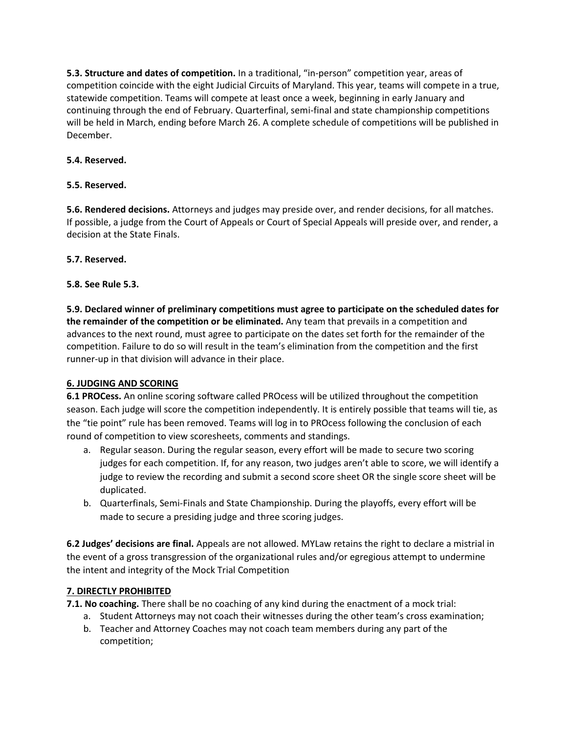**5.3. Structure and dates of competition.** In a traditional, "in-person" competition year, areas of competition coincide with the eight Judicial Circuits of Maryland. This year, teams will compete in a true, statewide competition. Teams will compete at least once a week, beginning in early January and continuing through the end of February. Quarterfinal, semi-final and state championship competitions will be held in March, ending before March 26. A complete schedule of competitions will be published in December.

**5.4. Reserved.**

**5.5. Reserved.**

**5.6. Rendered decisions.** Attorneys and judges may preside over, and render decisions, for all matches. If possible, a judge from the Court of Appeals or Court of Special Appeals will preside over, and render, a decision at the State Finals.

**5.7. Reserved.**

**5.8. See Rule 5.3.**

**5.9. Declared winner of preliminary competitions must agree to participate on the scheduled dates for the remainder of the competition or be eliminated.** Any team that prevails in a competition and advances to the next round, must agree to participate on the dates set forth for the remainder of the competition. Failure to do so will result in the team's elimination from the competition and the first runner-up in that division will advance in their place.

## 6. JUDGING AND SCORING

**6.1 PROCess.** An online scoring software called PROcess will be utilized throughout the competition season. Each judge will score the competition independently. It is entirely possible that teams will tie, as the "tie point" rule has been removed. Teams will log in to PROcess following the conclusion of each round of competition to view scoresheets, comments and standings.

a. Regular season. During the regular season, every effort will be made to secure two scoring judges for each competition. If, for any reason, two judges aren't able to score, we will identify a judge to review the recording and submit a second score sheet OR the single score sheet will be duplicated.
b. Quarterfinals, Semi-Finals and State Championship. During the playoffs, every effort will be made to secure a presiding judge and three scoring judges.

**6.2 Judges' decisions are final.** Appeals are not allowed. MYLaw retains the right to declare a mistrial in the event of a gross transgression of the organizational rules and/or egregious attempt to undermine the intent and integrity of the Mock Trial Competition

## 7. DIRECTLY PROHIBITED

**7.1. No coaching.** There shall be no coaching of any kind during the enactment of a mock trial:

a. Student Attorneys may not coach their witnesses during the other team's cross examination;
b. Teacher and Attorney Coaches may not coach team members during any part of the competition;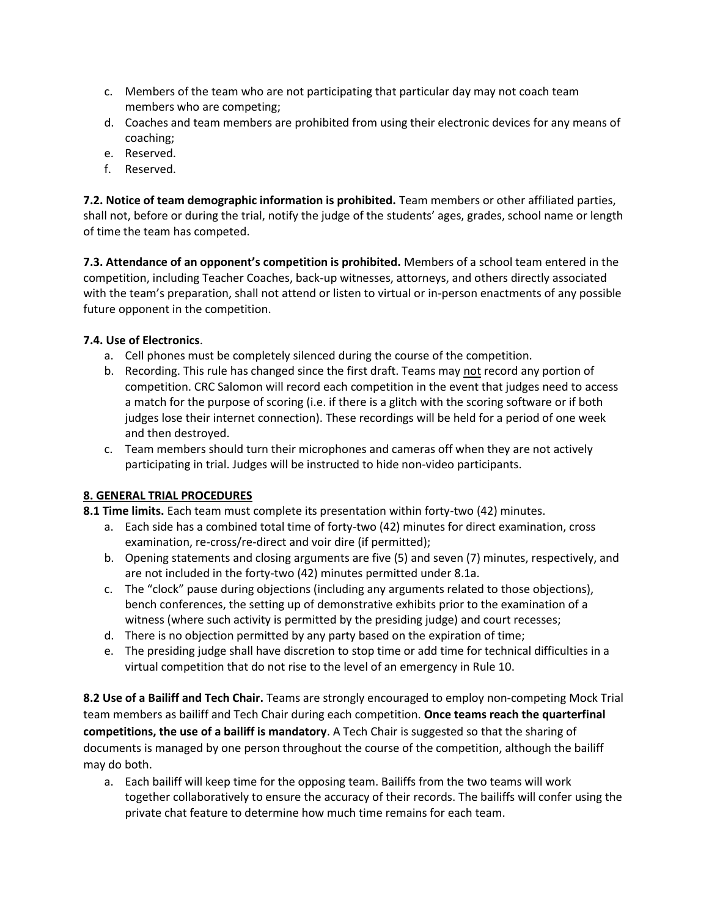c. Members of the team who are not participating that particular day may not coach team members who are competing;
d. Coaches and team members are prohibited from using their electronic devices for any means of coaching;
e. Reserved.
f. Reserved.

**7.2. Notice of team demographic information is prohibited.** Team members or other affiliated parties, shall not, before or during the trial, notify the judge of the students' ages, grades, school name or length of time the team has competed.

**7.3. Attendance of an opponent's competition is prohibited.** Members of a school team entered in the competition, including Teacher Coaches, back-up witnesses, attorneys, and others directly associated with the team's preparation, shall not attend or listen to virtual or in-person enactments of any possible future opponent in the competition.

**7.4. Use of Electronics**.

a. Cell phones must be completely silenced during the course of the competition.
b. Recording. This rule has changed since the first draft. Teams may <u>not</u> record any portion of competition. CRC Salomon will record each competition in the event that judges need to access a match for the purpose of scoring (i.e. if there is a glitch with the scoring software or if both judges lose their internet connection). These recordings will be held for a period of one week and then destroyed.
c. Team members should turn their microphones and cameras off when they are not actively participating in trial. Judges will be instructed to hide non-video participants.

## 8. GENERAL TRIAL PROCEDURES

**8.1 Time limits.** Each team must complete its presentation within forty-two (42) minutes.

a. Each side has a combined total time of forty-two (42) minutes for direct examination, cross examination, re-cross/re-direct and voir dire (if permitted);
b. Opening statements and closing arguments are five (5) and seven (7) minutes, respectively, and are not included in the forty-two (42) minutes permitted under 8.1a.
c. The "clock" pause during objections (including any arguments related to those objections), bench conferences, the setting up of demonstrative exhibits prior to the examination of a witness (where such activity is permitted by the presiding judge) and court recesses;
d. There is no objection permitted by any party based on the expiration of time;
e. The presiding judge shall have discretion to stop time or add time for technical difficulties in a virtual competition that do not rise to the level of an emergency in Rule 10.

**8.2 Use of a Bailiff and Tech Chair.** Teams are strongly encouraged to employ non-competing Mock Trial team members as bailiff and Tech Chair during each competition. **Once teams reach the quarterfinal competitions, the use of a bailiff is mandatory**. A Tech Chair is suggested so that the sharing of documents is managed by one person throughout the course of the competition, although the bailiff may do both.

a. Each bailiff will keep time for the opposing team. Bailiffs from the two teams will work together collaboratively to ensure the accuracy of their records. The bailiffs will confer using the private chat feature to determine how much time remains for each team.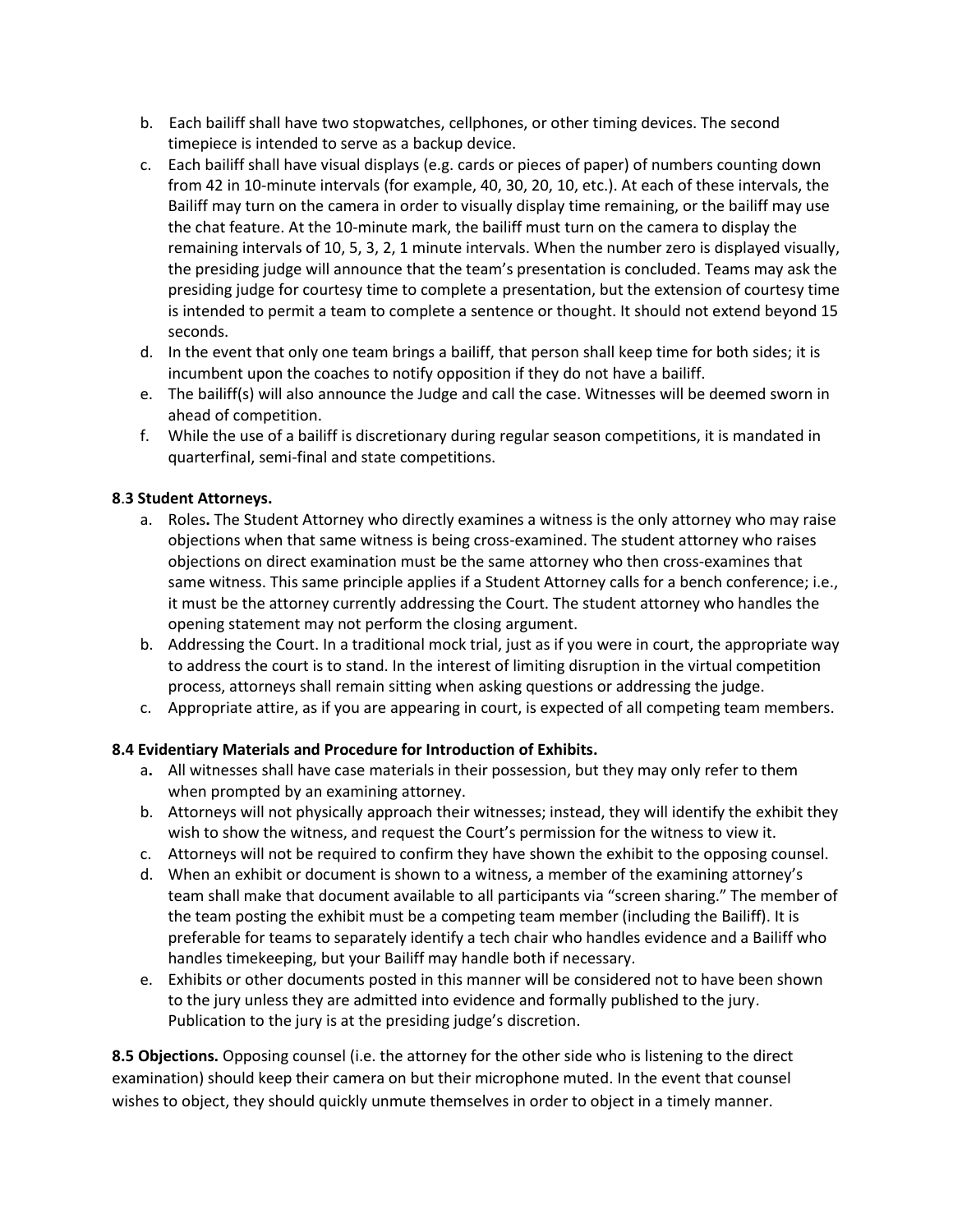b. Each bailiff shall have two stopwatches, cellphones, or other timing devices. The second timepiece is intended to serve as a backup device.
c. Each bailiff shall have visual displays (e.g. cards or pieces of paper) of numbers counting down from 42 in 10-minute intervals (for example, 40, 30, 20, 10, etc.). At each of these intervals, the Bailiff may turn on the camera in order to visually display time remaining, or the bailiff may use the chat feature. At the 10-minute mark, the bailiff must turn on the camera to display the remaining intervals of 10, 5, 3, 2, 1 minute intervals. When the number zero is displayed visually, the presiding judge will announce that the team's presentation is concluded. Teams may ask the presiding judge for courtesy time to complete a presentation, but the extension of courtesy time is intended to permit a team to complete a sentence or thought. It should not extend beyond 15 seconds.
d. In the event that only one team brings a bailiff, that person shall keep time for both sides; it is incumbent upon the coaches to notify opposition if they do not have a bailiff.
e. The bailiff(s) will also announce the Judge and call the case. Witnesses will be deemed sworn in ahead of competition.
f. While the use of a bailiff is discretionary during regular season competitions, it is mandated in quarterfinal, semi-final and state competitions.

**8.3 Student Attorneys.**

a. Roles**.** The Student Attorney who directly examines a witness is the only attorney who may raise objections when that same witness is being cross-examined. The student attorney who raises objections on direct examination must be the same attorney who then cross-examines that same witness. This same principle applies if a Student Attorney calls for a bench conference; i.e., it must be the attorney currently addressing the Court. The student attorney who handles the opening statement may not perform the closing argument.
b. Addressing the Court. In a traditional mock trial, just as if you were in court, the appropriate way to address the court is to stand. In the interest of limiting disruption in the virtual competition process, attorneys shall remain sitting when asking questions or addressing the judge.
c. Appropriate attire, as if you are appearing in court, is expected of all competing team members.

**8.4 Evidentiary Materials and Procedure for Introduction of Exhibits.**

a**.** All witnesses shall have case materials in their possession, but they may only refer to them when prompted by an examining attorney.
b. Attorneys will not physically approach their witnesses; instead, they will identify the exhibit they wish to show the witness, and request the Court's permission for the witness to view it.
c. Attorneys will not be required to confirm they have shown the exhibit to the opposing counsel.
d. When an exhibit or document is shown to a witness, a member of the examining attorney's team shall make that document available to all participants via "screen sharing." The member of the team posting the exhibit must be a competing team member (including the Bailiff). It is preferable for teams to separately identify a tech chair who handles evidence and a Bailiff who handles timekeeping, but your Bailiff may handle both if necessary.
e. Exhibits or other documents posted in this manner will be considered not to have been shown to the jury unless they are admitted into evidence and formally published to the jury. Publication to the jury is at the presiding judge's discretion.

**8.5 Objections.** Opposing counsel (i.e. the attorney for the other side who is listening to the direct examination) should keep their camera on but their microphone muted. In the event that counsel wishes to object, they should quickly unmute themselves in order to object in a timely manner.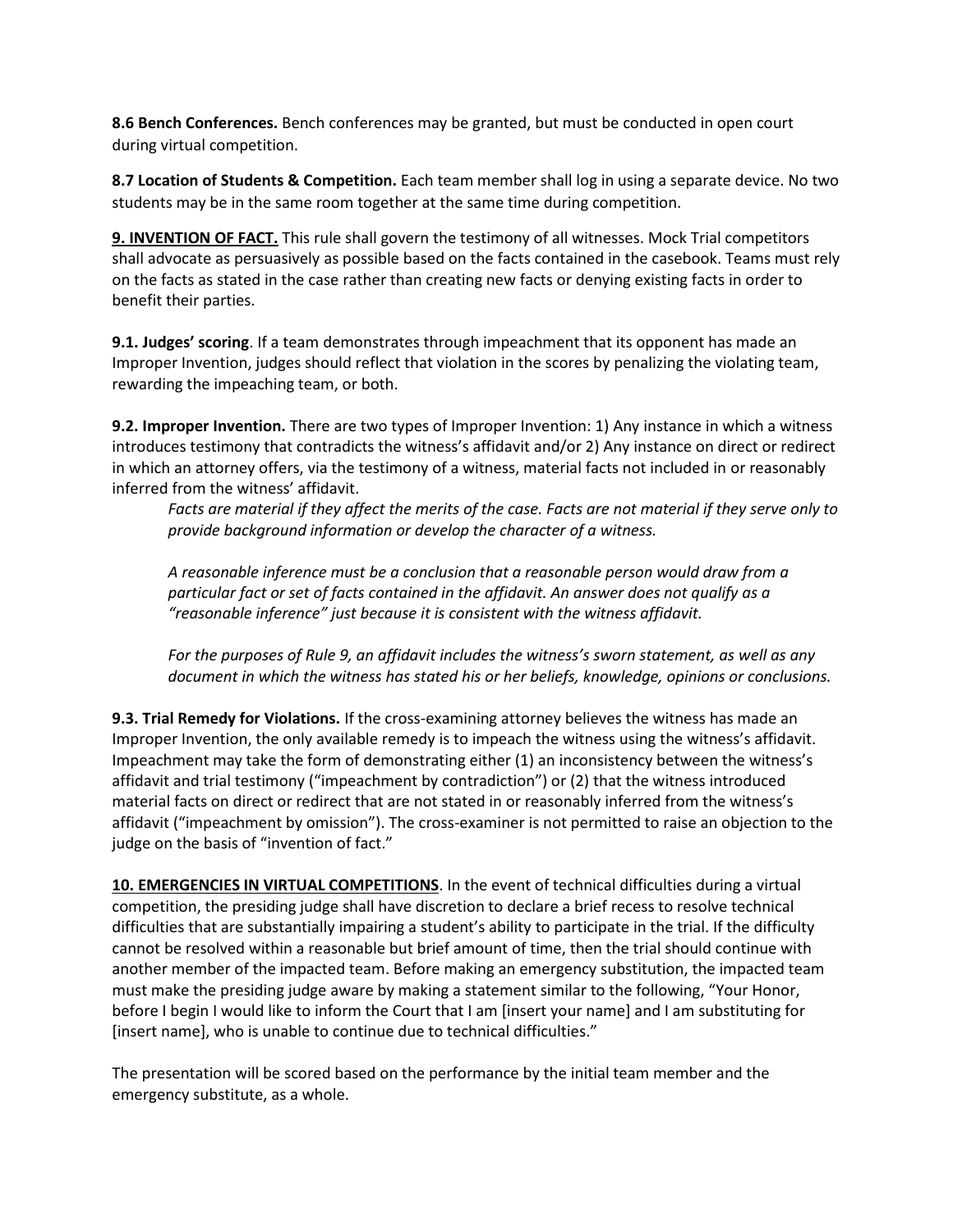**8.6 Bench Conferences.** Bench conferences may be granted, but must be conducted in open court during virtual competition.

**8.7 Location of Students & Competition.** Each team member shall log in using a separate device. No two students may be in the same room together at the same time during competition.

**<u>9. INVENTION OF FACT.</u>** This rule shall govern the testimony of all witnesses. Mock Trial competitors shall advocate as persuasively as possible based on the facts contained in the casebook. Teams must rely on the facts as stated in the case rather than creating new facts or denying existing facts in order to benefit their parties.

**9.1. Judges' scoring**. If a team demonstrates through impeachment that its opponent has made an Improper Invention, judges should reflect that violation in the scores by penalizing the violating team, rewarding the impeaching team, or both.

**9.2. Improper Invention.** There are two types of Improper Invention: 1) Any instance in which a witness introduces testimony that contradicts the witness's affidavit and/or 2) Any instance on direct or redirect in which an attorney offers, via the testimony of a witness, material facts not included in or reasonably inferred from the witness' affidavit.

> *Facts are material if they affect the merits of the case. Facts are not material if they serve only to provide background information or develop the character of a witness.*
>
> *A reasonable inference must be a conclusion that a reasonable person would draw from a particular fact or set of facts contained in the affidavit. An answer does not qualify as a "reasonable inference" just because it is consistent with the witness affidavit.*
>
> *For the purposes of Rule 9, an affidavit includes the witness's sworn statement, as well as any document in which the witness has stated his or her beliefs, knowledge, opinions or conclusions.*

**9.3. Trial Remedy for Violations.** If the cross-examining attorney believes the witness has made an Improper Invention, the only available remedy is to impeach the witness using the witness's affidavit. Impeachment may take the form of demonstrating either (1) an inconsistency between the witness's affidavit and trial testimony ("impeachment by contradiction") or (2) that the witness introduced material facts on direct or redirect that are not stated in or reasonably inferred from the witness's affidavit ("impeachment by omission"). The cross-examiner is not permitted to raise an objection to the judge on the basis of "invention of fact."

**<u>10. EMERGENCIES IN VIRTUAL COMPETITIONS</u>**. In the event of technical difficulties during a virtual competition, the presiding judge shall have discretion to declare a brief recess to resolve technical difficulties that are substantially impairing a student's ability to participate in the trial. If the difficulty cannot be resolved within a reasonable but brief amount of time, then the trial should continue with another member of the impacted team. Before making an emergency substitution, the impacted team must make the presiding judge aware by making a statement similar to the following, "Your Honor, before I begin I would like to inform the Court that I am [insert your name] and I am substituting for [insert name], who is unable to continue due to technical difficulties."

The presentation will be scored based on the performance by the initial team member and the emergency substitute, as a whole.